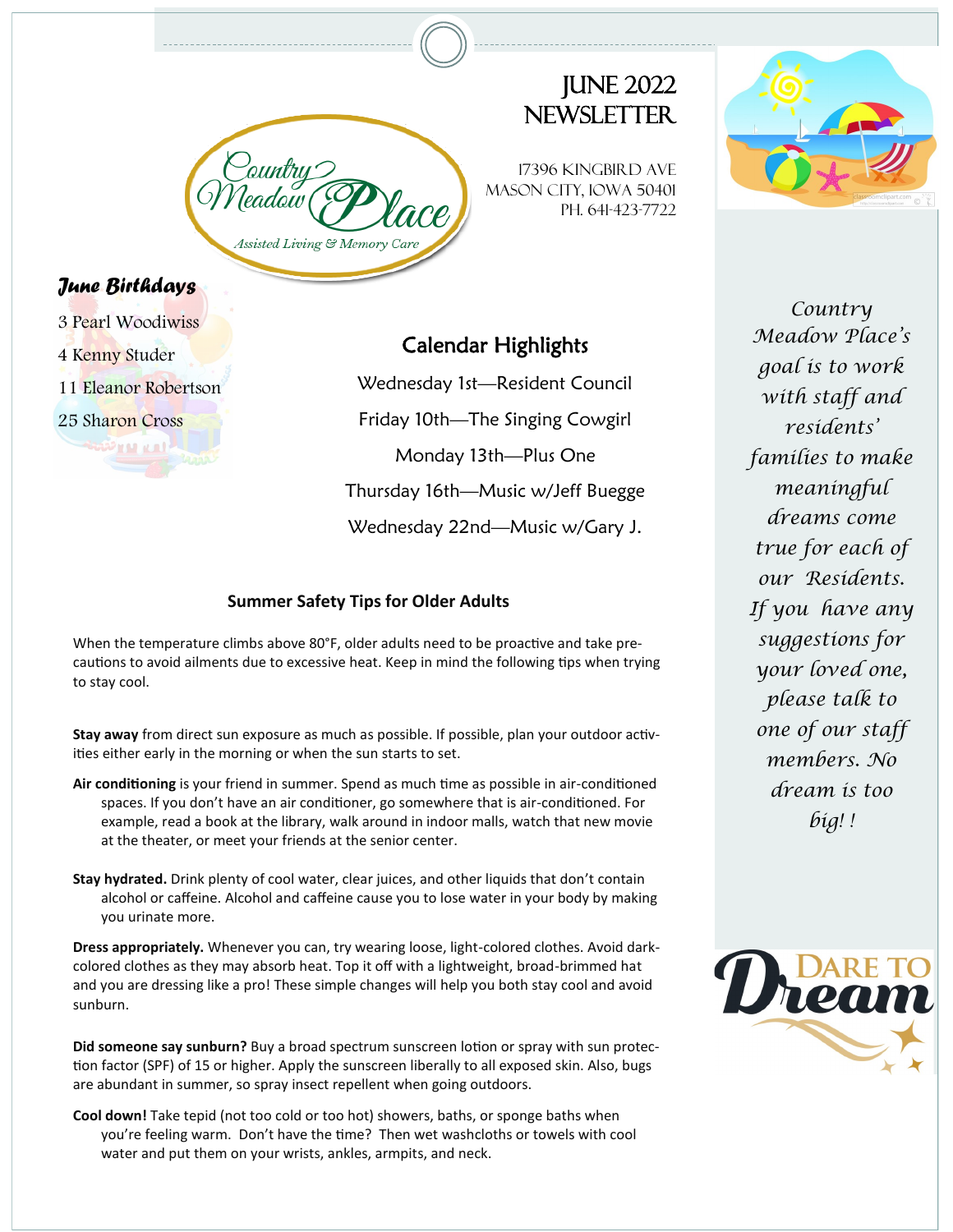# June 2022 Newsletter

Country Meadow Place
Assisted Living & Memory Care

17396 Kingbird Ave
Mason City, Iowa 50401
Ph. 641-423-7722

## June Birthdays

3 Pearl Woodiwiss

4 Kenny Studer

11 Eleanor Robertson

25 Sharon Cross

## Calendar Highlights

Wednesday 1st—Resident Council

Friday 10th—The Singing Cowgirl

Monday 13th—Plus One

Thursday 16th—Music w/Jeff Buegge

Wednesday 22nd—Music w/Gary J.

### Summer Safety Tips for Older Adults

When the temperature climbs above 80°F, older adults need to be proactive and take precautions to avoid ailments due to excessive heat. Keep in mind the following tips when trying to stay cool.

**Stay away** from direct sun exposure as much as possible. If possible, plan your outdoor activities either early in the morning or when the sun starts to set.

**Air conditioning** is your friend in summer. Spend as much time as possible in air-conditioned spaces. If you don't have an air conditioner, go somewhere that is air-conditioned. For example, read a book at the library, walk around in indoor malls, watch that new movie at the theater, or meet your friends at the senior center.

**Stay hydrated.** Drink plenty of cool water, clear juices, and other liquids that don't contain alcohol or caffeine. Alcohol and caffeine cause you to lose water in your body by making you urinate more.

**Dress appropriately.** Whenever you can, try wearing loose, light-colored clothes. Avoid dark-colored clothes as they may absorb heat. Top it off with a lightweight, broad-brimmed hat and you are dressing like a pro! These simple changes will help you both stay cool and avoid sunburn.

**Did someone say sunburn?** Buy a broad spectrum sunscreen lotion or spray with sun protection factor (SPF) of 15 or higher. Apply the sunscreen liberally to all exposed skin. Also, bugs are abundant in summer, so spray insect repellent when going outdoors.

**Cool down!** Take tepid (not too cold or too hot) showers, baths, or sponge baths when you're feeling warm. Don't have the time? Then wet washcloths or towels with cool water and put them on your wrists, ankles, armpits, and neck.

*Country Meadow Place's goal is to work with staff and residents' families to make meaningful dreams come true for each of our Residents. If you have any suggestions for your loved one, please talk to one of our staff members. No dream is too big! !*

Dare to Dream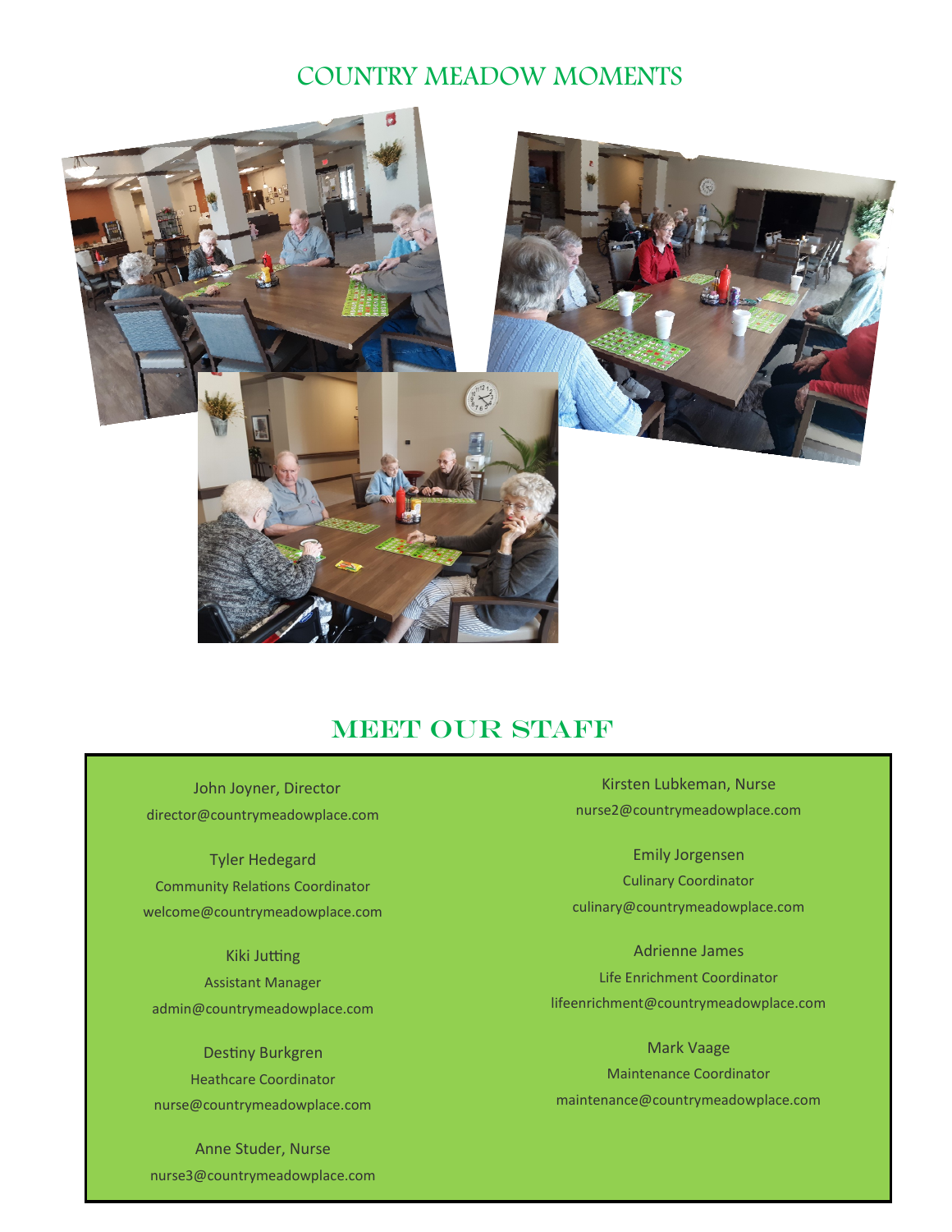## COUNTRY MEADOW MOMENTS

## MEET OUR STAFF

John Joyner, Director
director@countrymeadowplace.com

Tyler Hedegard
Community Relations Coordinator
welcome@countrymeadowplace.com

Kiki Jutting
Assistant Manager
admin@countrymeadowplace.com

Destiny Burkgren
Heathcare Coordinator
nurse@countrymeadowplace.com

Anne Studer, Nurse
nurse3@countrymeadowplace.com

Kirsten Lubkeman, Nurse
nurse2@countrymeadowplace.com

Emily Jorgensen
Culinary Coordinator
culinary@countrymeadowplace.com

Adrienne James
Life Enrichment Coordinator
lifeenrichment@countrymeadowplace.com

Mark Vaage
Maintenance Coordinator
maintenance@countrymeadowplace.com